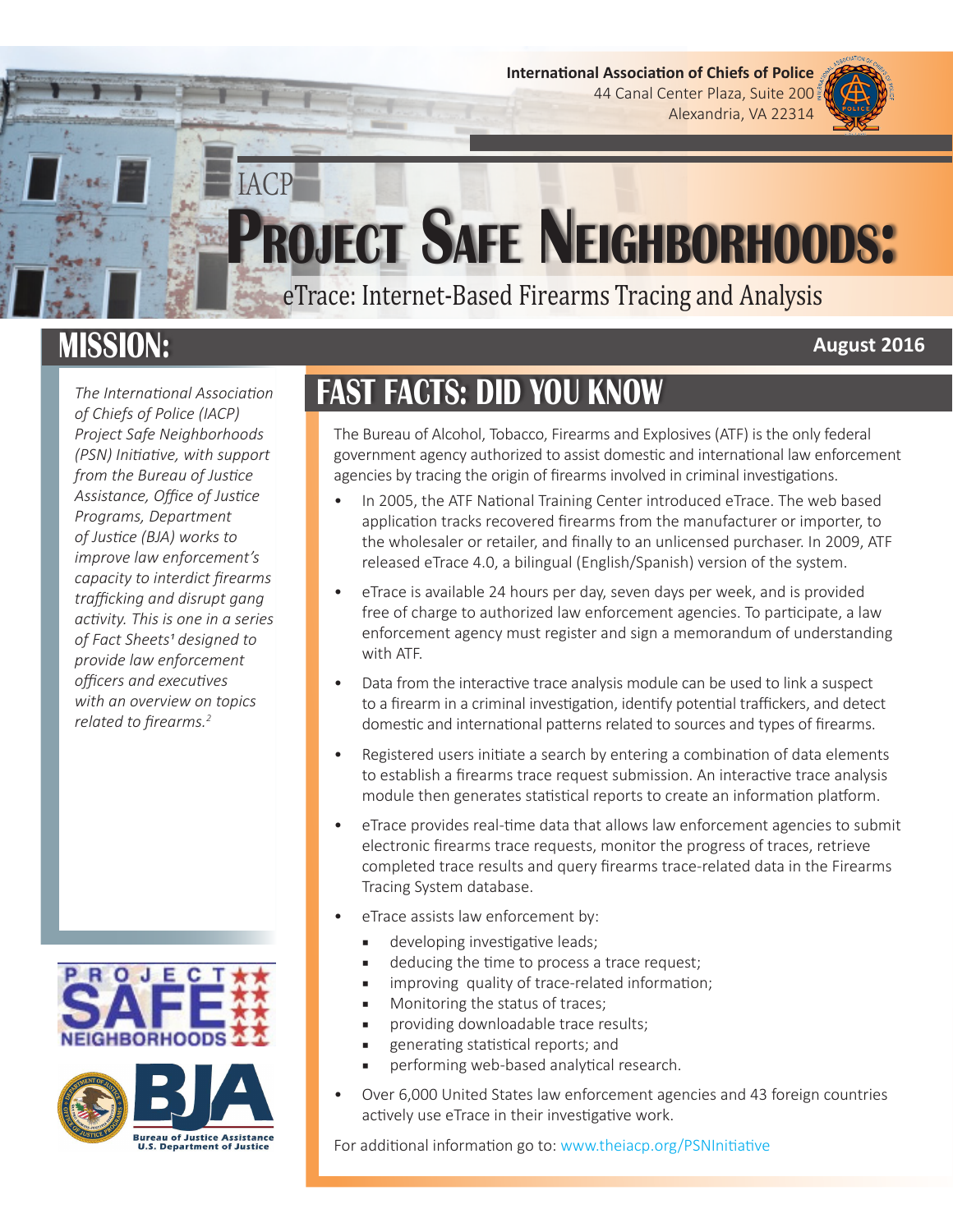**International Association of Chiefs of Police**
44 Canal Center Plaza, Suite 200
Alexandria, VA 22314

IACP

# Project Safe Neighborhoods:

## eTrace: Internet-Based Firearms Tracing and Analysis

## MISSION:

**August 2016**

*The International Association of Chiefs of Police (IACP) Project Safe Neighborhoods (PSN) Initiative, with support from the Bureau of Justice Assistance, Office of Justice Programs, Department of Justice (BJA) works to improve law enforcement's capacity to interdict firearms trafficking and disrupt gang activity. This is one in a series of Fact Sheets[1] designed to provide law enforcement officers and executives with an overview on topics related to firearms.[2]*

## FAST FACTS: DID YOU KNOW

The Bureau of Alcohol, Tobacco, Firearms and Explosives (ATF) is the only federal government agency authorized to assist domestic and international law enforcement agencies by tracing the origin of firearms involved in criminal investigations.

- In 2005, the ATF National Training Center introduced eTrace. The web based application tracks recovered firearms from the manufacturer or importer, to the wholesaler or retailer, and finally to an unlicensed purchaser. In 2009, ATF released eTrace 4.0, a bilingual (English/Spanish) version of the system.
- eTrace is available 24 hours per day, seven days per week, and is provided free of charge to authorized law enforcement agencies. To participate, a law enforcement agency must register and sign a memorandum of understanding with ATF.
- Data from the interactive trace analysis module can be used to link a suspect to a firearm in a criminal investigation, identify potential traffickers, and detect domestic and international patterns related to sources and types of firearms.
- Registered users initiate a search by entering a combination of data elements to establish a firearms trace request submission. An interactive trace analysis module then generates statistical reports to create an information platform.
- eTrace provides real-time data that allows law enforcement agencies to submit electronic firearms trace requests, monitor the progress of traces, retrieve completed trace results and query firearms trace-related data in the Firearms Tracing System database.
- eTrace assists law enforcement by:
  - developing investigative leads;
  - deducing the time to process a trace request;
  - improving quality of trace-related information;
  - Monitoring the status of traces;
  - providing downloadable trace results;
  - generating statistical reports; and
  - performing web-based analytical research.
- Over 6,000 United States law enforcement agencies and 43 foreign countries actively use eTrace in their investigative work.

For additional information go to: www.theiacp.org/PSNInitiative

PROJECT SAFE NEIGHBORHOODS

BJA
Bureau of Justice Assistance
U.S. Department of Justice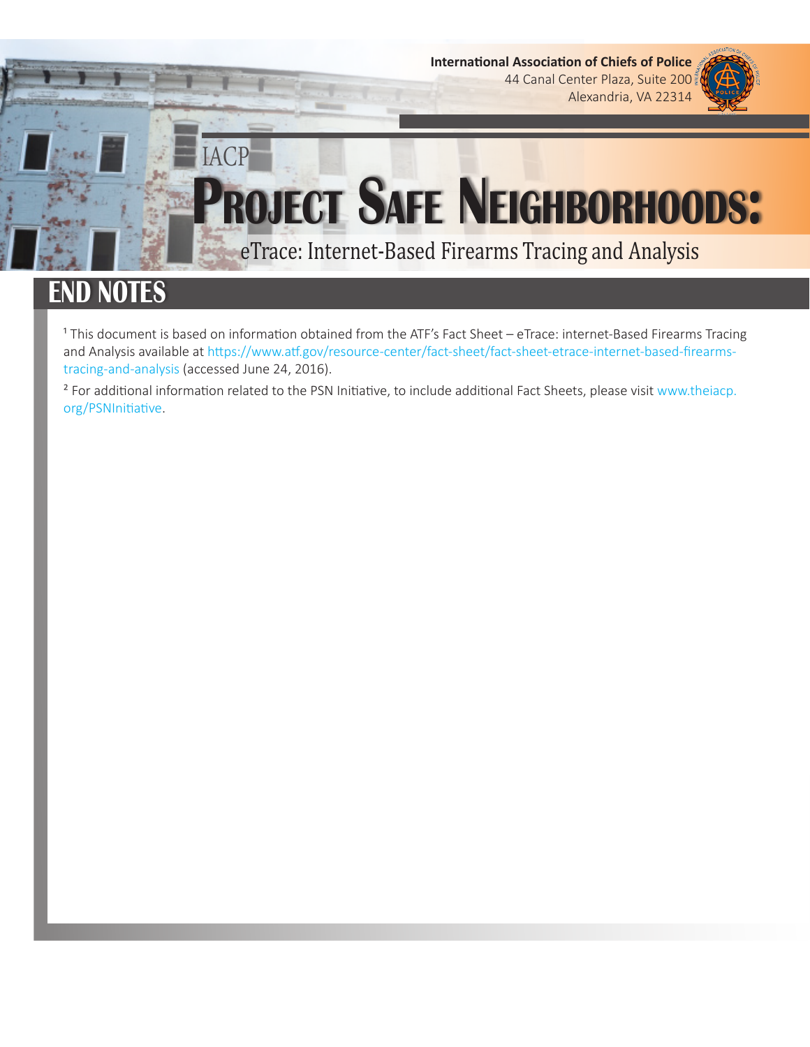International Association of Chiefs of Police
44 Canal Center Plaza, Suite 200
Alexandria, VA 22314

IACP

# Project Safe Neighborhoods:

eTrace: Internet-Based Firearms Tracing and Analysis

## END NOTES

[1] This document is based on information obtained from the ATF's Fact Sheet – eTrace: internet-Based Firearms Tracing and Analysis available at https://www.atf.gov/resource-center/fact-sheet/fact-sheet-etrace-internet-based-firearms-tracing-and-analysis (accessed June 24, 2016).

[2] For additional information related to the PSN Initiative, to include additional Fact Sheets, please visit www.theiacp.org/PSNInitiative.